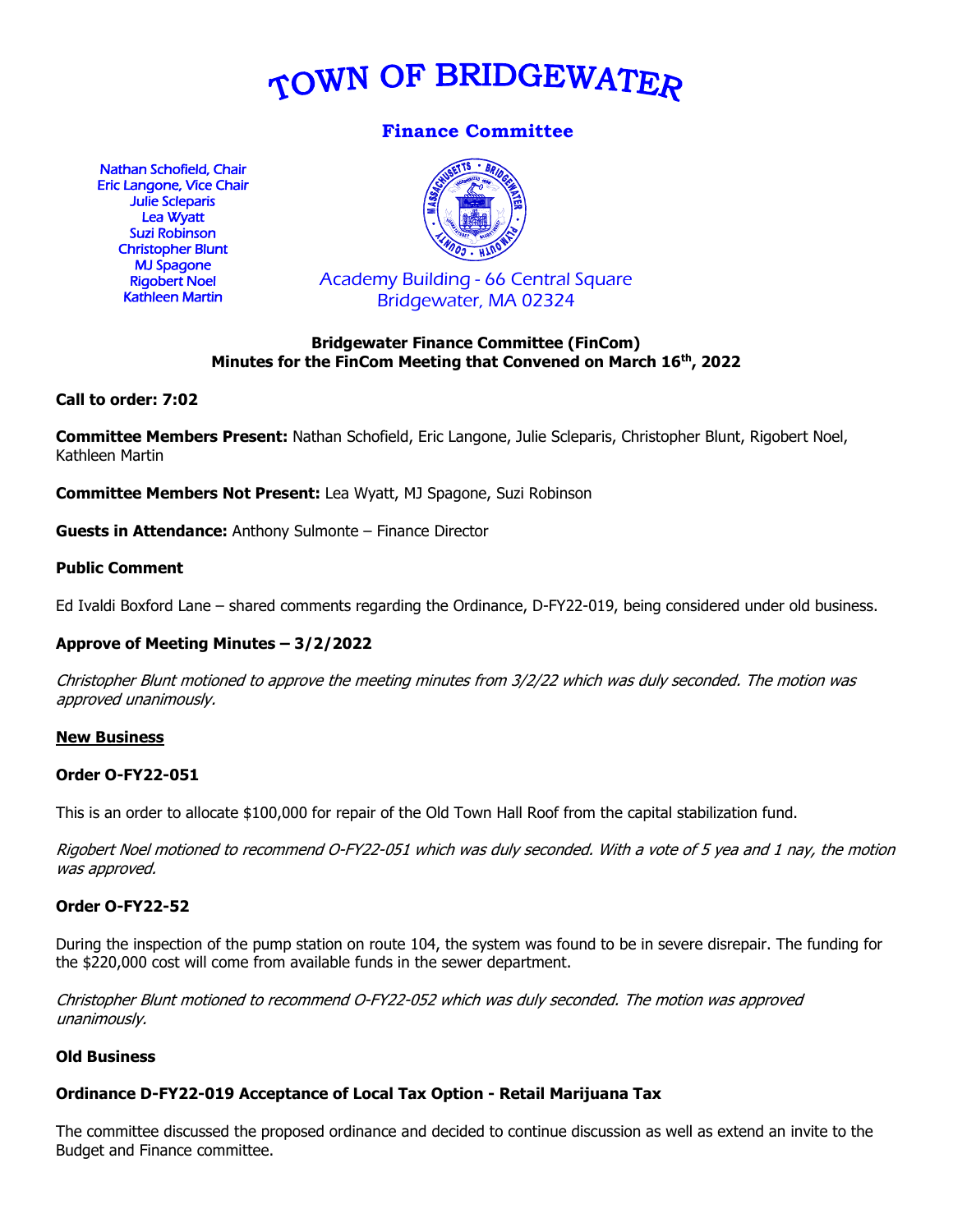# TOWN OF BRIDGEWATER

## Finance Committee

Nathan Schofield, Chair
Eric Langone, Vice Chair
Julie Scleparis
Lea Wyatt
Suzi Robinson
Christopher Blunt
MJ Spagone
Rigobert Noel
Kathleen Martin

Academy Building - 66 Central Square
Bridgewater, MA 02324

**Bridgewater Finance Committee (FinCom)**
**Minutes for the FinCom Meeting that Convened on March 16th, 2022**

**Call to order: 7:02**

**Committee Members Present:** Nathan Schofield, Eric Langone, Julie Scleparis, Christopher Blunt, Rigobert Noel, Kathleen Martin

**Committee Members Not Present:** Lea Wyatt, MJ Spagone, Suzi Robinson

**Guests in Attendance:** Anthony Sulmonte – Finance Director

**Public Comment**

Ed Ivaldi Boxford Lane – shared comments regarding the Ordinance, D-FY22-019, being considered under old business.

**Approve of Meeting Minutes – 3/2/2022**

*Christopher Blunt motioned to approve the meeting minutes from 3/2/22 which was duly seconded. The motion was approved unanimously.*

**New Business**

**Order O-FY22-051**

This is an order to allocate $100,000 for repair of the Old Town Hall Roof from the capital stabilization fund.

*Rigobert Noel motioned to recommend O-FY22-051 which was duly seconded. With a vote of 5 yea and 1 nay, the motion was approved.*

**Order O-FY22-52**

During the inspection of the pump station on route 104, the system was found to be in severe disrepair. The funding for the $220,000 cost will come from available funds in the sewer department.

*Christopher Blunt motioned to recommend O-FY22-052 which was duly seconded. The motion was approved unanimously.*

**Old Business**

**Ordinance D-FY22-019 Acceptance of Local Tax Option - Retail Marijuana Tax**

The committee discussed the proposed ordinance and decided to continue discussion as well as extend an invite to the Budget and Finance committee.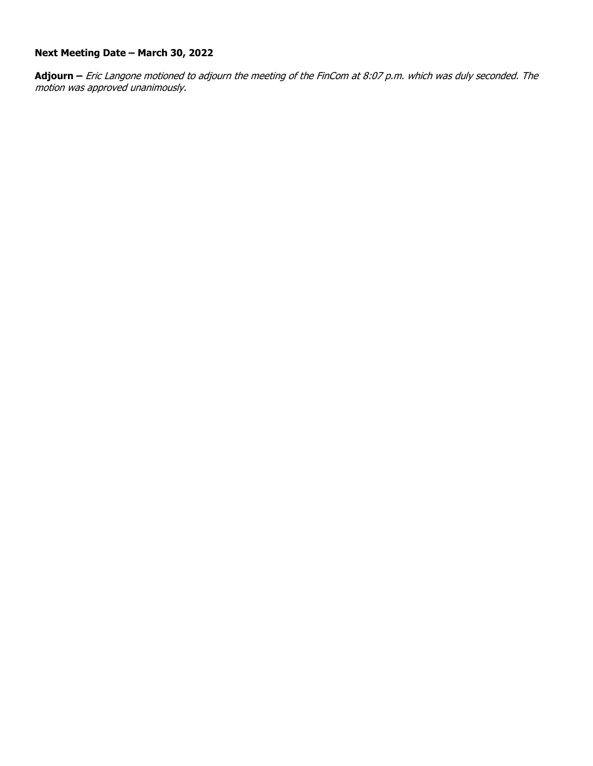**Next Meeting Date – March 30, 2022**

**Adjourn –** *Eric Langone motioned to adjourn the meeting of the FinCom at 8:07 p.m. which was duly seconded. The motion was approved unanimously.*